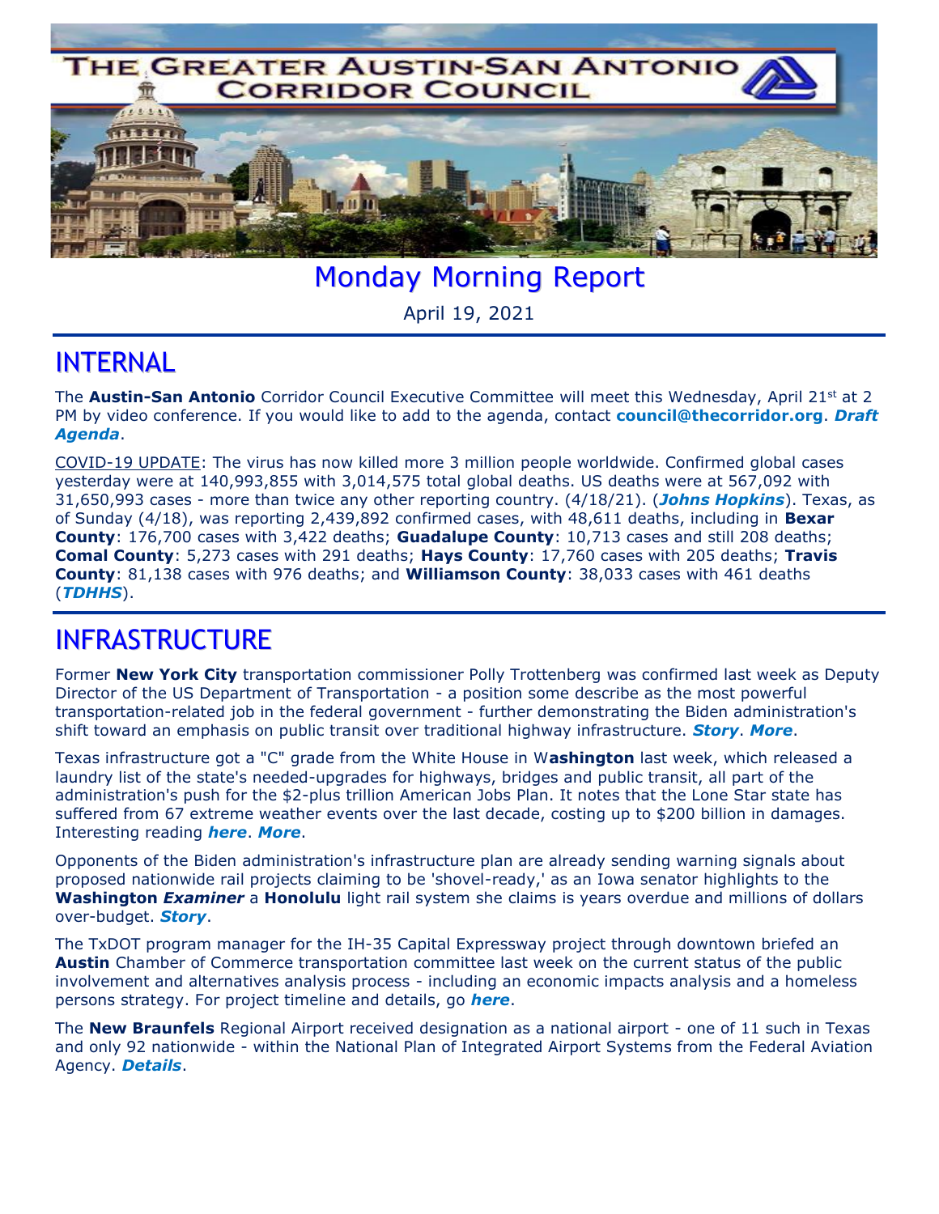# THE GREATER AUSTIN-SAN ANTONIO CORRIDOR COUNCIL

## Monday Morning Report

April 19, 2021

## INTERNAL

The **Austin-San Antonio** Corridor Council Executive Committee will meet this Wednesday, April 21st at 2 PM by video conference. If you would like to add to the agenda, contact **council@thecorridor.org**. ***Draft Agenda***.

COVID-19 UPDATE: The virus has now killed more 3 million people worldwide. Confirmed global cases yesterday were at 140,993,855 with 3,014,575 total global deaths. US deaths were at 567,092 with 31,650,993 cases - more than twice any other reporting country. (4/18/21). (***Johns Hopkins***). Texas, as of Sunday (4/18), was reporting 2,439,892 confirmed cases, with 48,611 deaths, including in **Bexar County**: 176,700 cases with 3,422 deaths; **Guadalupe County**: 10,713 cases and still 208 deaths; **Comal County**: 5,273 cases with 291 deaths; **Hays County**: 17,760 cases with 205 deaths; **Travis County**: 81,138 cases with 976 deaths; and **Williamson County**: 38,033 cases with 461 deaths (***TDHHS***).

## INFRASTRUCTURE

Former **New York City** transportation commissioner Polly Trottenberg was confirmed last week as Deputy Director of the US Department of Transportation - a position some describe as the most powerful transportation-related job in the federal government - further demonstrating the Biden administration's shift toward an emphasis on public transit over traditional highway infrastructure. ***Story***. ***More***.

Texas infrastructure got a "C" grade from the White House in W**ashington** last week, which released a laundry list of the state's needed-upgrades for highways, bridges and public transit, all part of the administration's push for the $2-plus trillion American Jobs Plan. It notes that the Lone Star state has suffered from 67 extreme weather events over the last decade, costing up to $200 billion in damages. Interesting reading ***here***. ***More***.

Opponents of the Biden administration's infrastructure plan are already sending warning signals about proposed nationwide rail projects claiming to be 'shovel-ready,' as an Iowa senator highlights to the **Washington *Examiner*** a **Honolulu** light rail system she claims is years overdue and millions of dollars over-budget. ***Story***.

The TxDOT program manager for the IH-35 Capital Expressway project through downtown briefed an **Austin** Chamber of Commerce transportation committee last week on the current status of the public involvement and alternatives analysis process - including an economic impacts analysis and a homeless persons strategy. For project timeline and details, go ***here***.

The **New Braunfels** Regional Airport received designation as a national airport - one of 11 such in Texas and only 92 nationwide - within the National Plan of Integrated Airport Systems from the Federal Aviation Agency. ***Details***.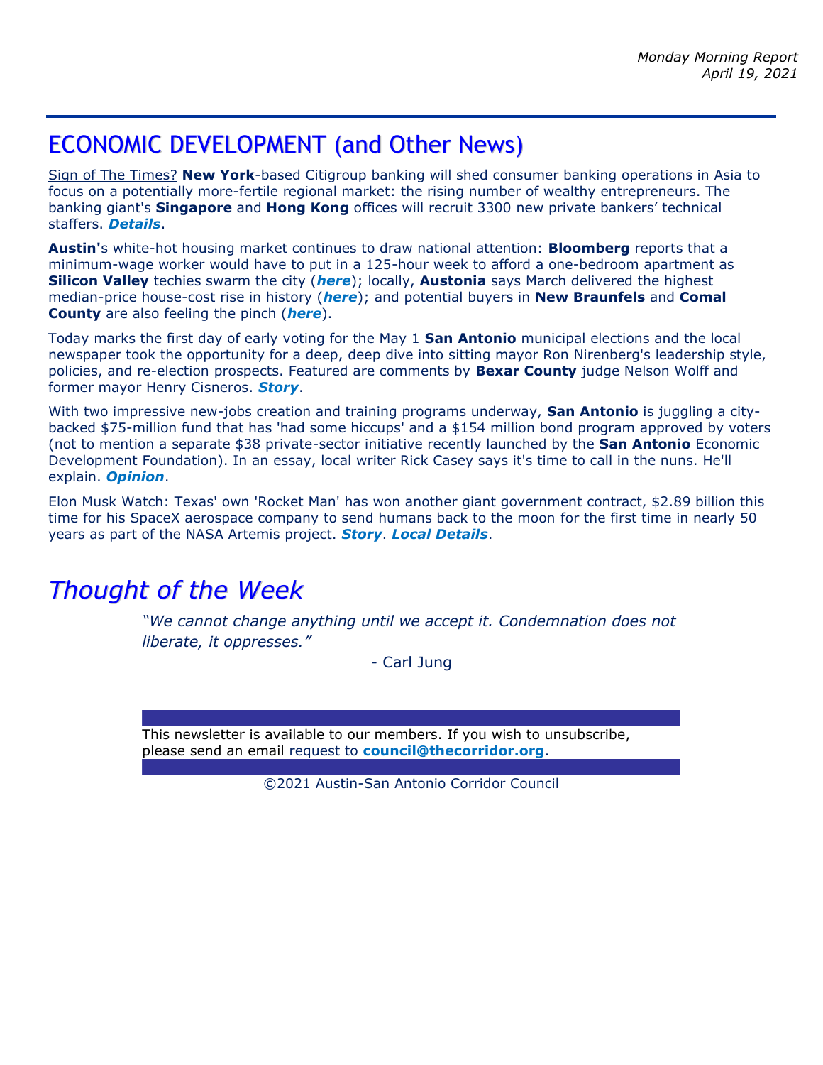*Monday Morning Report*
*April 19, 2021*

# ECONOMIC DEVELOPMENT (and Other News)

Sign of The Times? **New York**-based Citigroup banking will shed consumer banking operations in Asia to focus on a potentially more-fertile regional market: the rising number of wealthy entrepreneurs. The banking giant's **Singapore** and **Hong Kong** offices will recruit 3300 new private bankers' technical staffers. ***Details***.

**Austin'**s white-hot housing market continues to draw national attention: **Bloomberg** reports that a minimum-wage worker would have to put in a 125-hour week to afford a one-bedroom apartment as **Silicon Valley** techies swarm the city (***here***); locally, **Austonia** says March delivered the highest median-price house-cost rise in history (***here***); and potential buyers in **New Braunfels** and **Comal County** are also feeling the pinch (***here***).

Today marks the first day of early voting for the May 1 **San Antonio** municipal elections and the local newspaper took the opportunity for a deep, deep dive into sitting mayor Ron Nirenberg's leadership style, policies, and re-election prospects. Featured are comments by **Bexar County** judge Nelson Wolff and former mayor Henry Cisneros. ***Story***.

With two impressive new-jobs creation and training programs underway, **San Antonio** is juggling a city-backed $75-million fund that has 'had some hiccups' and a $154 million bond program approved by voters (not to mention a separate $38 private-sector initiative recently launched by the **San Antonio** Economic Development Foundation). In an essay, local writer Rick Casey says it's time to call in the nuns. He'll explain. ***Opinion***.

Elon Musk Watch: Texas' own 'Rocket Man' has won another giant government contract, $2.89 billion this time for his SpaceX aerospace company to send humans back to the moon for the first time in nearly 50 years as part of the NASA Artemis project. ***Story***. ***Local Details***.

# *Thought of the Week*

*"We cannot change anything until we accept it. Condemnation does not liberate, it oppresses."*

\- Carl Jung

This newsletter is available to our members. If you wish to unsubscribe, please send an email request to **council@thecorridor.org**.

©2021 Austin-San Antonio Corridor Council